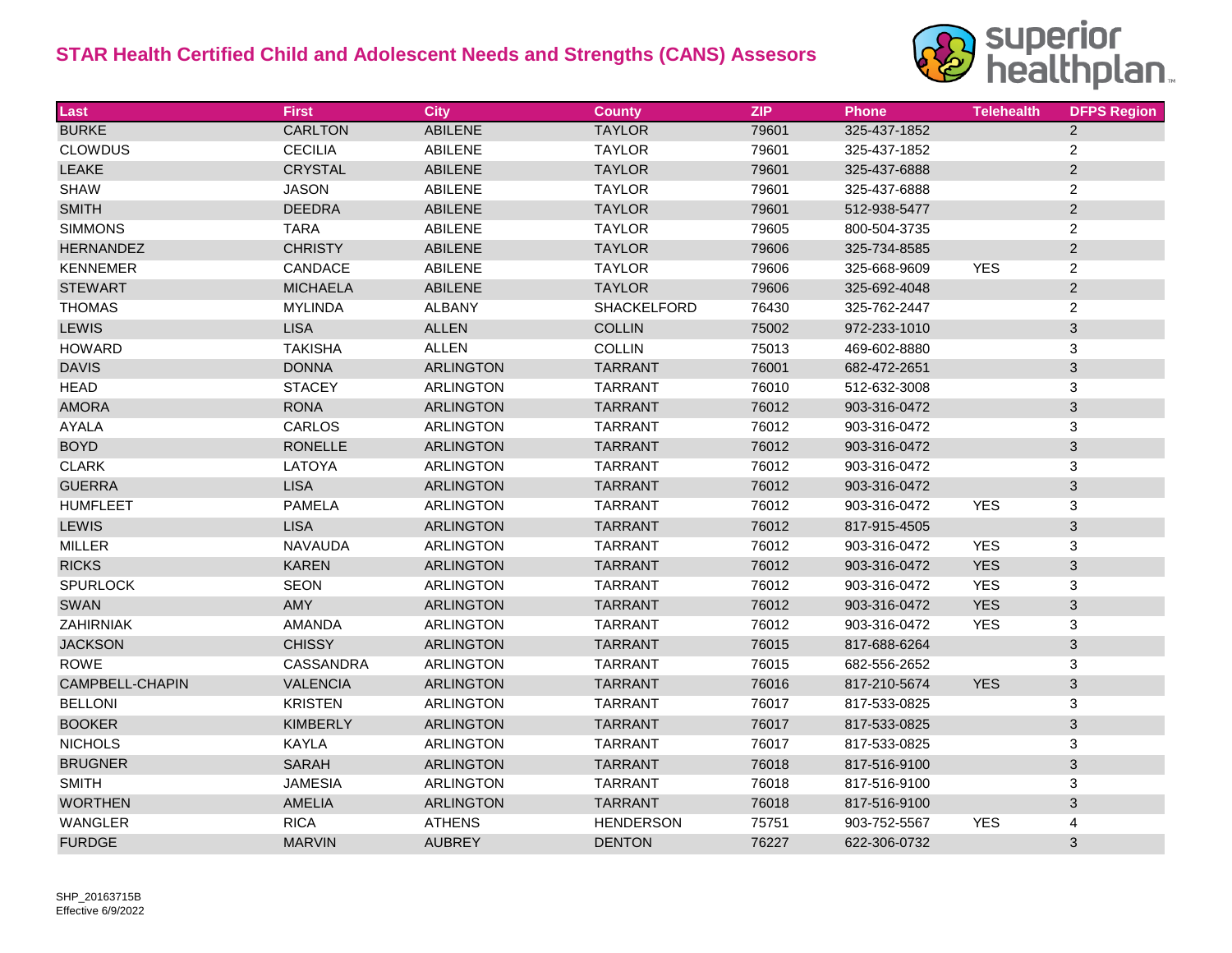# STAR Health Certified Child and Adolescent Needs and Strengths (CANS) Assesors

| Last | First | City | County | ZIP | Phone | Telehealth | DFPS Region |
|---|---|---|---|---|---|---|---|
| BURKE | CARLTON | ABILENE | TAYLOR | 79601 | 325-437-1852 | | 2 |
| CLOWDUS | CECILIA | ABILENE | TAYLOR | 79601 | 325-437-1852 | | 2 |
| LEAKE | CRYSTAL | ABILENE | TAYLOR | 79601 | 325-437-6888 | | 2 |
| SHAW | JASON | ABILENE | TAYLOR | 79601 | 325-437-6888 | | 2 |
| SMITH | DEEDRA | ABILENE | TAYLOR | 79601 | 512-938-5477 | | 2 |
| SIMMONS | TARA | ABILENE | TAYLOR | 79605 | 800-504-3735 | | 2 |
| HERNANDEZ | CHRISTY | ABILENE | TAYLOR | 79606 | 325-734-8585 | | 2 |
| KENNEMER | CANDACE | ABILENE | TAYLOR | 79606 | 325-668-9609 | YES | 2 |
| STEWART | MICHAELA | ABILENE | TAYLOR | 79606 | 325-692-4048 | | 2 |
| THOMAS | MYLINDA | ALBANY | SHACKELFORD | 76430 | 325-762-2447 | | 2 |
| LEWIS | LISA | ALLEN | COLLIN | 75002 | 972-233-1010 | | 3 |
| HOWARD | TAKISHA | ALLEN | COLLIN | 75013 | 469-602-8880 | | 3 |
| DAVIS | DONNA | ARLINGTON | TARRANT | 76001 | 682-472-2651 | | 3 |
| HEAD | STACEY | ARLINGTON | TARRANT | 76010 | 512-632-3008 | | 3 |
| AMORA | RONA | ARLINGTON | TARRANT | 76012 | 903-316-0472 | | 3 |
| AYALA | CARLOS | ARLINGTON | TARRANT | 76012 | 903-316-0472 | | 3 |
| BOYD | RONELLE | ARLINGTON | TARRANT | 76012 | 903-316-0472 | | 3 |
| CLARK | LATOYA | ARLINGTON | TARRANT | 76012 | 903-316-0472 | | 3 |
| GUERRA | LISA | ARLINGTON | TARRANT | 76012 | 903-316-0472 | | 3 |
| HUMFLEET | PAMELA | ARLINGTON | TARRANT | 76012 | 903-316-0472 | YES | 3 |
| LEWIS | LISA | ARLINGTON | TARRANT | 76012 | 817-915-4505 | | 3 |
| MILLER | NAVAUDA | ARLINGTON | TARRANT | 76012 | 903-316-0472 | YES | 3 |
| RICKS | KAREN | ARLINGTON | TARRANT | 76012 | 903-316-0472 | YES | 3 |
| SPURLOCK | SEON | ARLINGTON | TARRANT | 76012 | 903-316-0472 | YES | 3 |
| SWAN | AMY | ARLINGTON | TARRANT | 76012 | 903-316-0472 | YES | 3 |
| ZAHIRNIAK | AMANDA | ARLINGTON | TARRANT | 76012 | 903-316-0472 | YES | 3 |
| JACKSON | CHISSY | ARLINGTON | TARRANT | 76015 | 817-688-6264 | | 3 |
| ROWE | CASSANDRA | ARLINGTON | TARRANT | 76015 | 682-556-2652 | | 3 |
| CAMPBELL-CHAPIN | VALENCIA | ARLINGTON | TARRANT | 76016 | 817-210-5674 | YES | 3 |
| BELLONI | KRISTEN | ARLINGTON | TARRANT | 76017 | 817-533-0825 | | 3 |
| BOOKER | KIMBERLY | ARLINGTON | TARRANT | 76017 | 817-533-0825 | | 3 |
| NICHOLS | KAYLA | ARLINGTON | TARRANT | 76017 | 817-533-0825 | | 3 |
| BRUGNER | SARAH | ARLINGTON | TARRANT | 76018 | 817-516-9100 | | 3 |
| SMITH | JAMESIA | ARLINGTON | TARRANT | 76018 | 817-516-9100 | | 3 |
| WORTHEN | AMELIA | ARLINGTON | TARRANT | 76018 | 817-516-9100 | | 3 |
| WANGLER | RICA | ATHENS | HENDERSON | 75751 | 903-752-5567 | YES | 4 |
| FURDGE | MARVIN | AUBREY | DENTON | 76227 | 622-306-0732 | | 3 |

SHP_20163715B
Effective 6/9/2022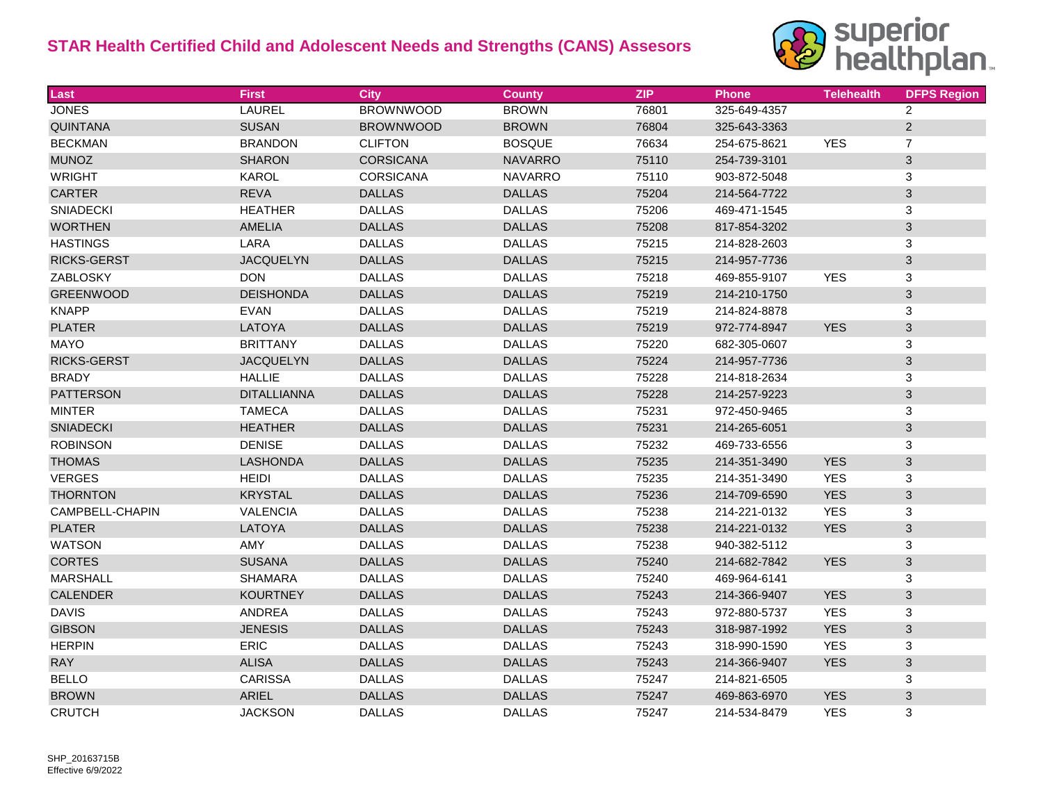# STAR Health Certified Child and Adolescent Needs and Strengths (CANS) Assesors

| Last | First | City | County | ZIP | Phone | Telehealth | DFPS Region |
|---|---|---|---|---|---|---|---|
| JONES | LAUREL | BROWNWOOD | BROWN | 76801 | 325-649-4357 | | 2 |
| QUINTANA | SUSAN | BROWNWOOD | BROWN | 76804 | 325-643-3363 | | 2 |
| BECKMAN | BRANDON | CLIFTON | BOSQUE | 76634 | 254-675-8621 | YES | 7 |
| MUNOZ | SHARON | CORSICANA | NAVARRO | 75110 | 254-739-3101 | | 3 |
| WRIGHT | KAROL | CORSICANA | NAVARRO | 75110 | 903-872-5048 | | 3 |
| CARTER | REVA | DALLAS | DALLAS | 75204 | 214-564-7722 | | 3 |
| SNIADECKI | HEATHER | DALLAS | DALLAS | 75206 | 469-471-1545 | | 3 |
| WORTHEN | AMELIA | DALLAS | DALLAS | 75208 | 817-854-3202 | | 3 |
| HASTINGS | LARA | DALLAS | DALLAS | 75215 | 214-828-2603 | | 3 |
| RICKS-GERST | JACQUELYN | DALLAS | DALLAS | 75215 | 214-957-7736 | | 3 |
| ZABLOSKY | DON | DALLAS | DALLAS | 75218 | 469-855-9107 | YES | 3 |
| GREENWOOD | DEISHONDA | DALLAS | DALLAS | 75219 | 214-210-1750 | | 3 |
| KNAPP | EVAN | DALLAS | DALLAS | 75219 | 214-824-8878 | | 3 |
| PLATER | LATOYA | DALLAS | DALLAS | 75219 | 972-774-8947 | YES | 3 |
| MAYO | BRITTANY | DALLAS | DALLAS | 75220 | 682-305-0607 | | 3 |
| RICKS-GERST | JACQUELYN | DALLAS | DALLAS | 75224 | 214-957-7736 | | 3 |
| BRADY | HALLIE | DALLAS | DALLAS | 75228 | 214-818-2634 | | 3 |
| PATTERSON | DITALLIANNA | DALLAS | DALLAS | 75228 | 214-257-9223 | | 3 |
| MINTER | TAMECA | DALLAS | DALLAS | 75231 | 972-450-9465 | | 3 |
| SNIADECKI | HEATHER | DALLAS | DALLAS | 75231 | 214-265-6051 | | 3 |
| ROBINSON | DENISE | DALLAS | DALLAS | 75232 | 469-733-6556 | | 3 |
| THOMAS | LASHONDA | DALLAS | DALLAS | 75235 | 214-351-3490 | YES | 3 |
| VERGES | HEIDI | DALLAS | DALLAS | 75235 | 214-351-3490 | YES | 3 |
| THORNTON | KRYSTAL | DALLAS | DALLAS | 75236 | 214-709-6590 | YES | 3 |
| CAMPBELL-CHAPIN | VALENCIA | DALLAS | DALLAS | 75238 | 214-221-0132 | YES | 3 |
| PLATER | LATOYA | DALLAS | DALLAS | 75238 | 214-221-0132 | YES | 3 |
| WATSON | AMY | DALLAS | DALLAS | 75238 | 940-382-5112 | | 3 |
| CORTES | SUSANA | DALLAS | DALLAS | 75240 | 214-682-7842 | YES | 3 |
| MARSHALL | SHAMARA | DALLAS | DALLAS | 75240 | 469-964-6141 | | 3 |
| CALENDER | KOURTNEY | DALLAS | DALLAS | 75243 | 214-366-9407 | YES | 3 |
| DAVIS | ANDREA | DALLAS | DALLAS | 75243 | 972-880-5737 | YES | 3 |
| GIBSON | JENESIS | DALLAS | DALLAS | 75243 | 318-987-1992 | YES | 3 |
| HERPIN | ERIC | DALLAS | DALLAS | 75243 | 318-990-1590 | YES | 3 |
| RAY | ALISA | DALLAS | DALLAS | 75243 | 214-366-9407 | YES | 3 |
| BELLO | CARISSA | DALLAS | DALLAS | 75247 | 214-821-6505 | | 3 |
| BROWN | ARIEL | DALLAS | DALLAS | 75247 | 469-863-6970 | YES | 3 |
| CRUTCH | JACKSON | DALLAS | DALLAS | 75247 | 214-534-8479 | YES | 3 |

SHP_20163715B
Effective 6/9/2022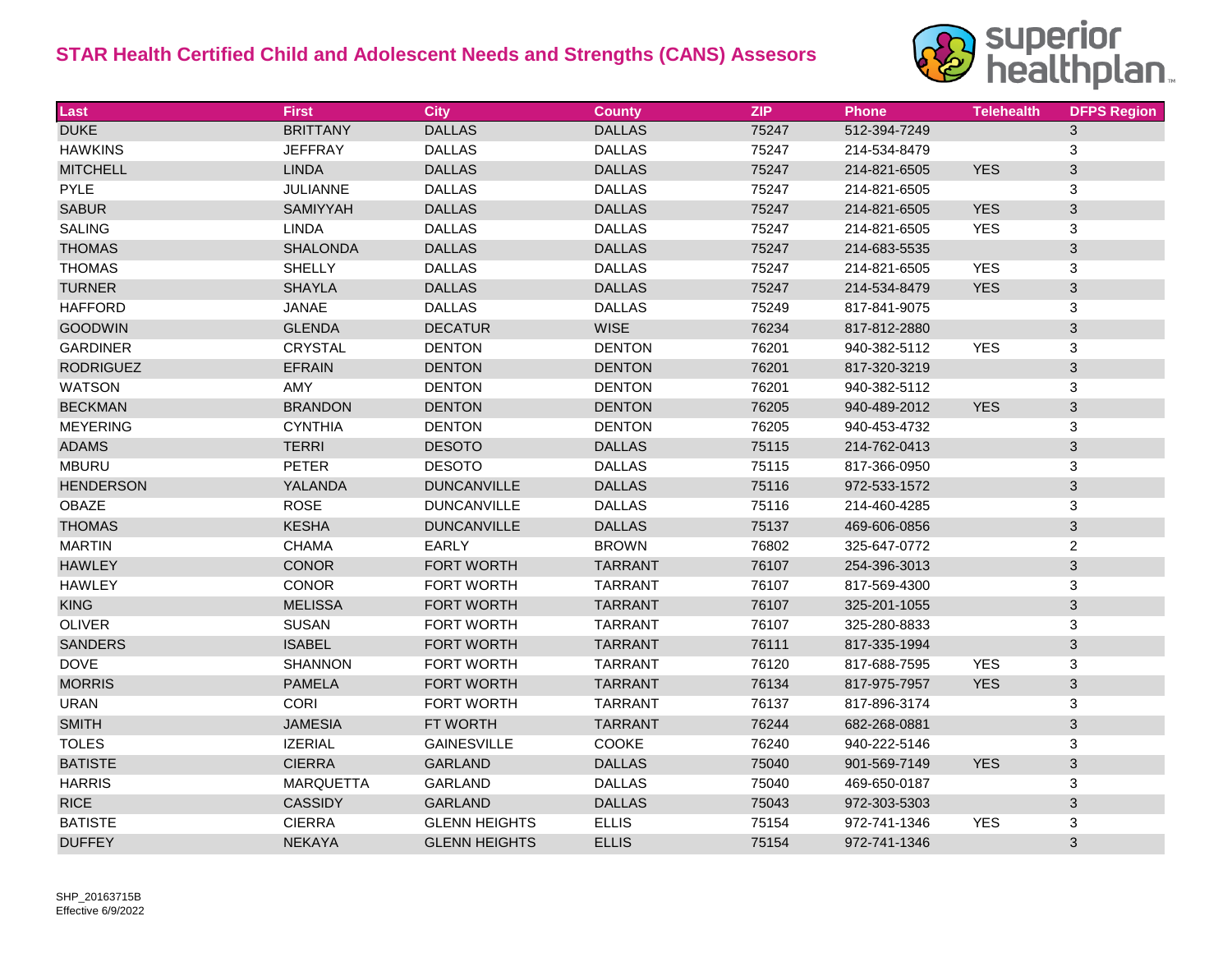## STAR Health Certified Child and Adolescent Needs and Strengths (CANS) Assesors

| Last | First | City | County | ZIP | Phone | Telehealth | DFPS Region |
|---|---|---|---|---|---|---|---|
| DUKE | BRITTANY | DALLAS | DALLAS | 75247 | 512-394-7249 | | 3 |
| HAWKINS | JEFFRAY | DALLAS | DALLAS | 75247 | 214-534-8479 | | 3 |
| MITCHELL | LINDA | DALLAS | DALLAS | 75247 | 214-821-6505 | YES | 3 |
| PYLE | JULIANNE | DALLAS | DALLAS | 75247 | 214-821-6505 | | 3 |
| SABUR | SAMIYYAH | DALLAS | DALLAS | 75247 | 214-821-6505 | YES | 3 |
| SALING | LINDA | DALLAS | DALLAS | 75247 | 214-821-6505 | YES | 3 |
| THOMAS | SHALONDA | DALLAS | DALLAS | 75247 | 214-683-5535 | | 3 |
| THOMAS | SHELLY | DALLAS | DALLAS | 75247 | 214-821-6505 | YES | 3 |
| TURNER | SHAYLA | DALLAS | DALLAS | 75247 | 214-534-8479 | YES | 3 |
| HAFFORD | JANAE | DALLAS | DALLAS | 75249 | 817-841-9075 | | 3 |
| GOODWIN | GLENDA | DECATUR | WISE | 76234 | 817-812-2880 | | 3 |
| GARDINER | CRYSTAL | DENTON | DENTON | 76201 | 940-382-5112 | YES | 3 |
| RODRIGUEZ | EFRAIN | DENTON | DENTON | 76201 | 817-320-3219 | | 3 |
| WATSON | AMY | DENTON | DENTON | 76201 | 940-382-5112 | | 3 |
| BECKMAN | BRANDON | DENTON | DENTON | 76205 | 940-489-2012 | YES | 3 |
| MEYERING | CYNTHIA | DENTON | DENTON | 76205 | 940-453-4732 | | 3 |
| ADAMS | TERRI | DESOTO | DALLAS | 75115 | 214-762-0413 | | 3 |
| MBURU | PETER | DESOTO | DALLAS | 75115 | 817-366-0950 | | 3 |
| HENDERSON | YALANDA | DUNCANVILLE | DALLAS | 75116 | 972-533-1572 | | 3 |
| OBAZE | ROSE | DUNCANVILLE | DALLAS | 75116 | 214-460-4285 | | 3 |
| THOMAS | KESHA | DUNCANVILLE | DALLAS | 75137 | 469-606-0856 | | 3 |
| MARTIN | CHAMA | EARLY | BROWN | 76802 | 325-647-0772 | | 2 |
| HAWLEY | CONOR | FORT WORTH | TARRANT | 76107 | 254-396-3013 | | 3 |
| HAWLEY | CONOR | FORT WORTH | TARRANT | 76107 | 817-569-4300 | | 3 |
| KING | MELISSA | FORT WORTH | TARRANT | 76107 | 325-201-1055 | | 3 |
| OLIVER | SUSAN | FORT WORTH | TARRANT | 76107 | 325-280-8833 | | 3 |
| SANDERS | ISABEL | FORT WORTH | TARRANT | 76111 | 817-335-1994 | | 3 |
| DOVE | SHANNON | FORT WORTH | TARRANT | 76120 | 817-688-7595 | YES | 3 |
| MORRIS | PAMELA | FORT WORTH | TARRANT | 76134 | 817-975-7957 | YES | 3 |
| URAN | CORI | FORT WORTH | TARRANT | 76137 | 817-896-3174 | | 3 |
| SMITH | JAMESIA | FT WORTH | TARRANT | 76244 | 682-268-0881 | | 3 |
| TOLES | IZERIAL | GAINESVILLE | COOKE | 76240 | 940-222-5146 | | 3 |
| BATISTE | CIERRA | GARLAND | DALLAS | 75040 | 901-569-7149 | YES | 3 |
| HARRIS | MARQUETTA | GARLAND | DALLAS | 75040 | 469-650-0187 | | 3 |
| RICE | CASSIDY | GARLAND | DALLAS | 75043 | 972-303-5303 | | 3 |
| BATISTE | CIERRA | GLENN HEIGHTS | ELLIS | 75154 | 972-741-1346 | YES | 3 |
| DUFFEY | NEKAYA | GLENN HEIGHTS | ELLIS | 75154 | 972-741-1346 | | 3 |

SHP_20163715B
Effective 6/9/2022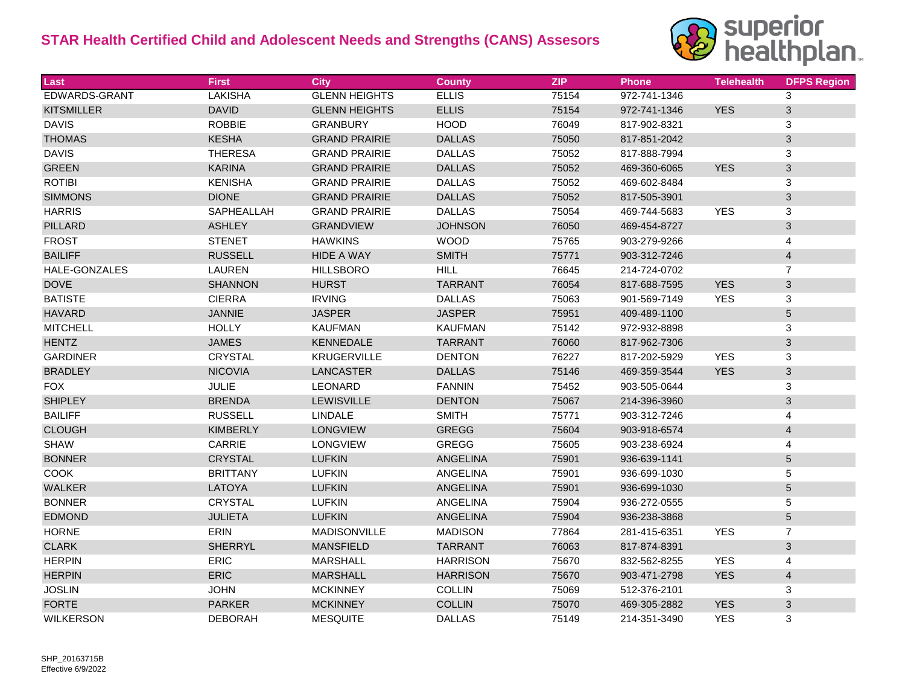## STAR Health Certified Child and Adolescent Needs and Strengths (CANS) Assesors

| Last | First | City | County | ZIP | Phone | Telehealth | DFPS Region |
|---|---|---|---|---|---|---|---|
| EDWARDS-GRANT | LAKISHA | GLENN HEIGHTS | ELLIS | 75154 | 972-741-1346 | | 3 |
| KITSMILLER | DAVID | GLENN HEIGHTS | ELLIS | 75154 | 972-741-1346 | YES | 3 |
| DAVIS | ROBBIE | GRANBURY | HOOD | 76049 | 817-902-8321 | | 3 |
| THOMAS | KESHA | GRAND PRAIRIE | DALLAS | 75050 | 817-851-2042 | | 3 |
| DAVIS | THERESA | GRAND PRAIRIE | DALLAS | 75052 | 817-888-7994 | | 3 |
| GREEN | KARINA | GRAND PRAIRIE | DALLAS | 75052 | 469-360-6065 | YES | 3 |
| ROTIBI | KENISHA | GRAND PRAIRIE | DALLAS | 75052 | 469-602-8484 | | 3 |
| SIMMONS | DIONE | GRAND PRAIRIE | DALLAS | 75052 | 817-505-3901 | | 3 |
| HARRIS | SAPHEALLAH | GRAND PRAIRIE | DALLAS | 75054 | 469-744-5683 | YES | 3 |
| PILLARD | ASHLEY | GRANDVIEW | JOHNSON | 76050 | 469-454-8727 | | 3 |
| FROST | STENET | HAWKINS | WOOD | 75765 | 903-279-9266 | | 4 |
| BAILIFF | RUSSELL | HIDE A WAY | SMITH | 75771 | 903-312-7246 | | 4 |
| HALE-GONZALES | LAUREN | HILLSBORO | HILL | 76645 | 214-724-0702 | | 7 |
| DOVE | SHANNON | HURST | TARRANT | 76054 | 817-688-7595 | YES | 3 |
| BATISTE | CIERRA | IRVING | DALLAS | 75063 | 901-569-7149 | YES | 3 |
| HAVARD | JANNIE | JASPER | JASPER | 75951 | 409-489-1100 | | 5 |
| MITCHELL | HOLLY | KAUFMAN | KAUFMAN | 75142 | 972-932-8898 | | 3 |
| HENTZ | JAMES | KENNEDALE | TARRANT | 76060 | 817-962-7306 | | 3 |
| GARDINER | CRYSTAL | KRUGERVILLE | DENTON | 76227 | 817-202-5929 | YES | 3 |
| BRADLEY | NICOVIA | LANCASTER | DALLAS | 75146 | 469-359-3544 | YES | 3 |
| FOX | JULIE | LEONARD | FANNIN | 75452 | 903-505-0644 | | 3 |
| SHIPLEY | BRENDA | LEWISVILLE | DENTON | 75067 | 214-396-3960 | | 3 |
| BAILIFF | RUSSELL | LINDALE | SMITH | 75771 | 903-312-7246 | | 4 |
| CLOUGH | KIMBERLY | LONGVIEW | GREGG | 75604 | 903-918-6574 | | 4 |
| SHAW | CARRIE | LONGVIEW | GREGG | 75605 | 903-238-6924 | | 4 |
| BONNER | CRYSTAL | LUFKIN | ANGELINA | 75901 | 936-639-1141 | | 5 |
| COOK | BRITTANY | LUFKIN | ANGELINA | 75901 | 936-699-1030 | | 5 |
| WALKER | LATOYA | LUFKIN | ANGELINA | 75901 | 936-699-1030 | | 5 |
| BONNER | CRYSTAL | LUFKIN | ANGELINA | 75904 | 936-272-0555 | | 5 |
| EDMOND | JULIETA | LUFKIN | ANGELINA | 75904 | 936-238-3868 | | 5 |
| HORNE | ERIN | MADISONVILLE | MADISON | 77864 | 281-415-6351 | YES | 7 |
| CLARK | SHERRYL | MANSFIELD | TARRANT | 76063 | 817-874-8391 | | 3 |
| HERPIN | ERIC | MARSHALL | HARRISON | 75670 | 832-562-8255 | YES | 4 |
| HERPIN | ERIC | MARSHALL | HARRISON | 75670 | 903-471-2798 | YES | 4 |
| JOSLIN | JOHN | MCKINNEY | COLLIN | 75069 | 512-376-2101 | | 3 |
| FORTE | PARKER | MCKINNEY | COLLIN | 75070 | 469-305-2882 | YES | 3 |
| WILKERSON | DEBORAH | MESQUITE | DALLAS | 75149 | 214-351-3490 | YES | 3 |

SHP_20163715B
Effective 6/9/2022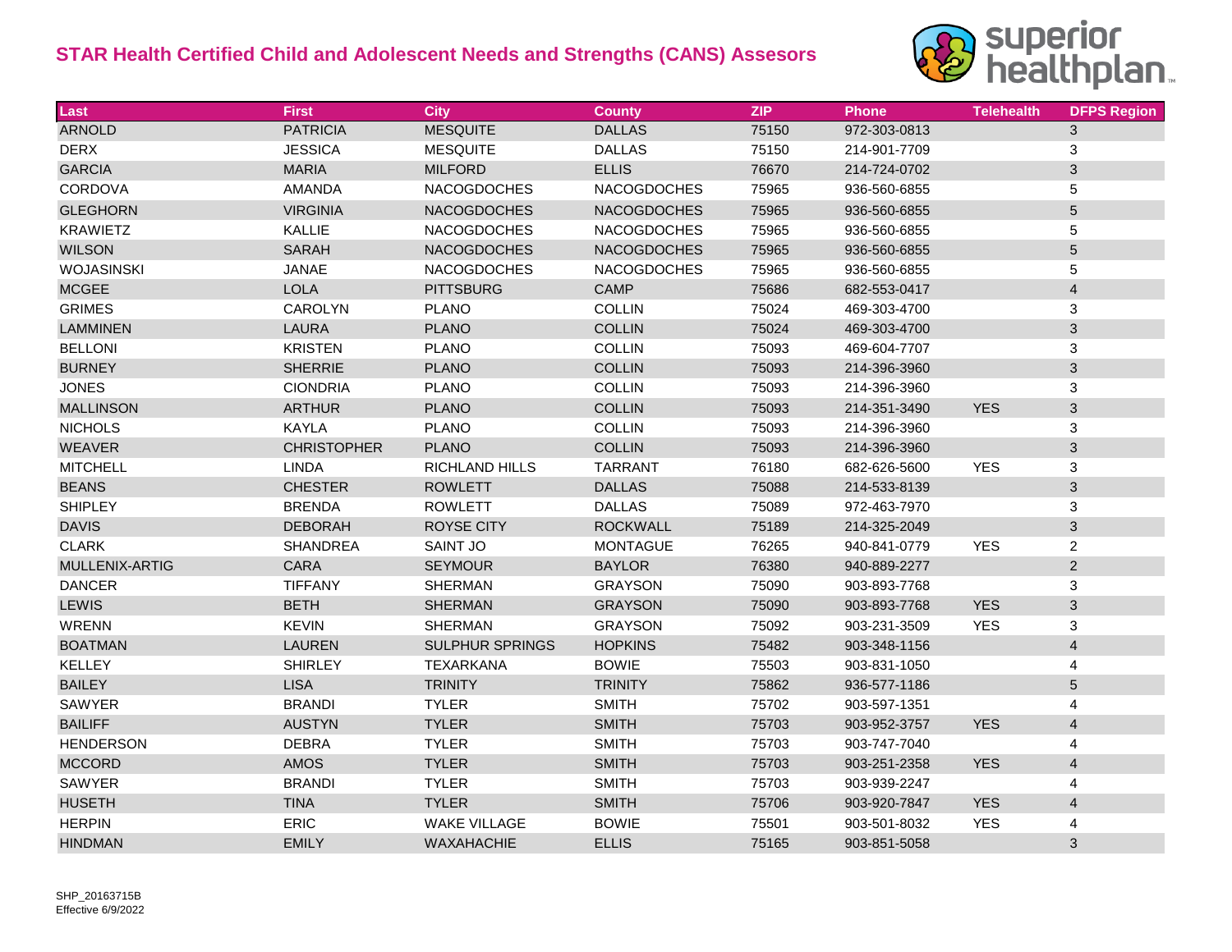# STAR Health Certified Child and Adolescent Needs and Strengths (CANS) Assesors

| Last | First | City | County | ZIP | Phone | Telehealth | DFPS Region |
|---|---|---|---|---|---|---|---|
| ARNOLD | PATRICIA | MESQUITE | DALLAS | 75150 | 972-303-0813 | | 3 |
| DERX | JESSICA | MESQUITE | DALLAS | 75150 | 214-901-7709 | | 3 |
| GARCIA | MARIA | MILFORD | ELLIS | 76670 | 214-724-0702 | | 3 |
| CORDOVA | AMANDA | NACOGDOCHES | NACOGDOCHES | 75965 | 936-560-6855 | | 5 |
| GLEGHORN | VIRGINIA | NACOGDOCHES | NACOGDOCHES | 75965 | 936-560-6855 | | 5 |
| KRAWIETZ | KALLIE | NACOGDOCHES | NACOGDOCHES | 75965 | 936-560-6855 | | 5 |
| WILSON | SARAH | NACOGDOCHES | NACOGDOCHES | 75965 | 936-560-6855 | | 5 |
| WOJASINSKI | JANAE | NACOGDOCHES | NACOGDOCHES | 75965 | 936-560-6855 | | 5 |
| MCGEE | LOLA | PITTSBURG | CAMP | 75686 | 682-553-0417 | | 4 |
| GRIMES | CAROLYN | PLANO | COLLIN | 75024 | 469-303-4700 | | 3 |
| LAMMINEN | LAURA | PLANO | COLLIN | 75024 | 469-303-4700 | | 3 |
| BELLONI | KRISTEN | PLANO | COLLIN | 75093 | 469-604-7707 | | 3 |
| BURNEY | SHERRIE | PLANO | COLLIN | 75093 | 214-396-3960 | | 3 |
| JONES | CIONDRIA | PLANO | COLLIN | 75093 | 214-396-3960 | | 3 |
| MALLINSON | ARTHUR | PLANO | COLLIN | 75093 | 214-351-3490 | YES | 3 |
| NICHOLS | KAYLA | PLANO | COLLIN | 75093 | 214-396-3960 | | 3 |
| WEAVER | CHRISTOPHER | PLANO | COLLIN | 75093 | 214-396-3960 | | 3 |
| MITCHELL | LINDA | RICHLAND HILLS | TARRANT | 76180 | 682-626-5600 | YES | 3 |
| BEANS | CHESTER | ROWLETT | DALLAS | 75088 | 214-533-8139 | | 3 |
| SHIPLEY | BRENDA | ROWLETT | DALLAS | 75089 | 972-463-7970 | | 3 |
| DAVIS | DEBORAH | ROYSE CITY | ROCKWALL | 75189 | 214-325-2049 | | 3 |
| CLARK | SHANDREA | SAINT JO | MONTAGUE | 76265 | 940-841-0779 | YES | 2 |
| MULLENIX-ARTIG | CARA | SEYMOUR | BAYLOR | 76380 | 940-889-2277 | | 2 |
| DANCER | TIFFANY | SHERMAN | GRAYSON | 75090 | 903-893-7768 | | 3 |
| LEWIS | BETH | SHERMAN | GRAYSON | 75090 | 903-893-7768 | YES | 3 |
| WRENN | KEVIN | SHERMAN | GRAYSON | 75092 | 903-231-3509 | YES | 3 |
| BOATMAN | LAUREN | SULPHUR SPRINGS | HOPKINS | 75482 | 903-348-1156 | | 4 |
| KELLEY | SHIRLEY | TEXARKANA | BOWIE | 75503 | 903-831-1050 | | 4 |
| BAILEY | LISA | TRINITY | TRINITY | 75862 | 936-577-1186 | | 5 |
| SAWYER | BRANDI | TYLER | SMITH | 75702 | 903-597-1351 | | 4 |
| BAILIFF | AUSTYN | TYLER | SMITH | 75703 | 903-952-3757 | YES | 4 |
| HENDERSON | DEBRA | TYLER | SMITH | 75703 | 903-747-7040 | | 4 |
| MCCORD | AMOS | TYLER | SMITH | 75703 | 903-251-2358 | YES | 4 |
| SAWYER | BRANDI | TYLER | SMITH | 75703 | 903-939-2247 | | 4 |
| HUSETH | TINA | TYLER | SMITH | 75706 | 903-920-7847 | YES | 4 |
| HERPIN | ERIC | WAKE VILLAGE | BOWIE | 75501 | 903-501-8032 | YES | 4 |
| HINDMAN | EMILY | WAXAHACHIE | ELLIS | 75165 | 903-851-5058 | | 3 |

SHP_20163715B
Effective 6/9/2022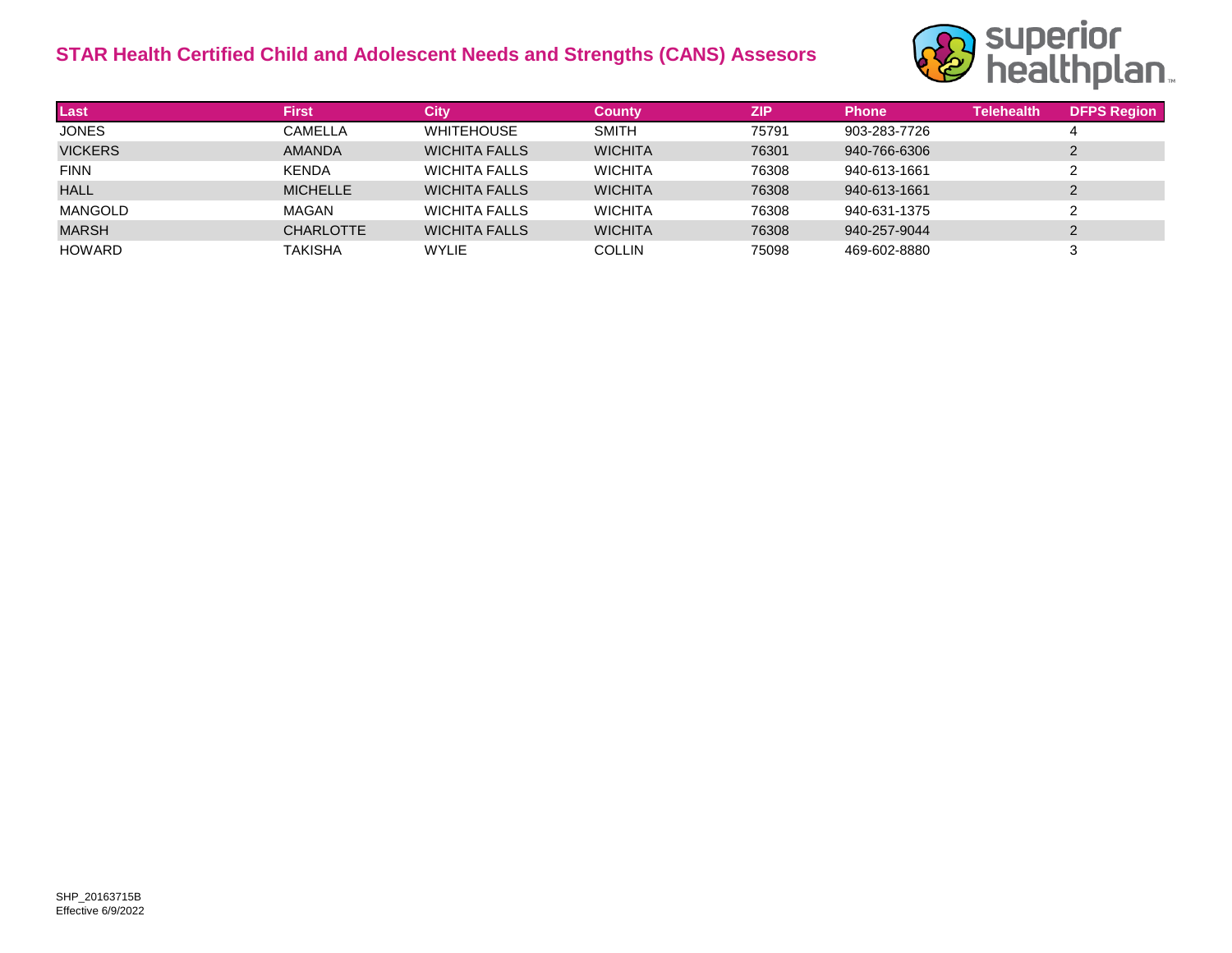## STAR Health Certified Child and Adolescent Needs and Strengths (CANS) Assesors

| Last | First | City | County | ZIP | Phone | Telehealth | DFPS Region |
|---|---|---|---|---|---|---|---|
| JONES | CAMELLA | WHITEHOUSE | SMITH | 75791 | 903-283-7726 | | 4 |
| VICKERS | AMANDA | WICHITA FALLS | WICHITA | 76301 | 940-766-6306 | | 2 |
| FINN | KENDA | WICHITA FALLS | WICHITA | 76308 | 940-613-1661 | | 2 |
| HALL | MICHELLE | WICHITA FALLS | WICHITA | 76308 | 940-613-1661 | | 2 |
| MANGOLD | MAGAN | WICHITA FALLS | WICHITA | 76308 | 940-631-1375 | | 2 |
| MARSH | CHARLOTTE | WICHITA FALLS | WICHITA | 76308 | 940-257-9044 | | 2 |
| HOWARD | TAKISHA | WYLIE | COLLIN | 75098 | 469-602-8880 | | 3 |

SHP_20163715B
Effective 6/9/2022